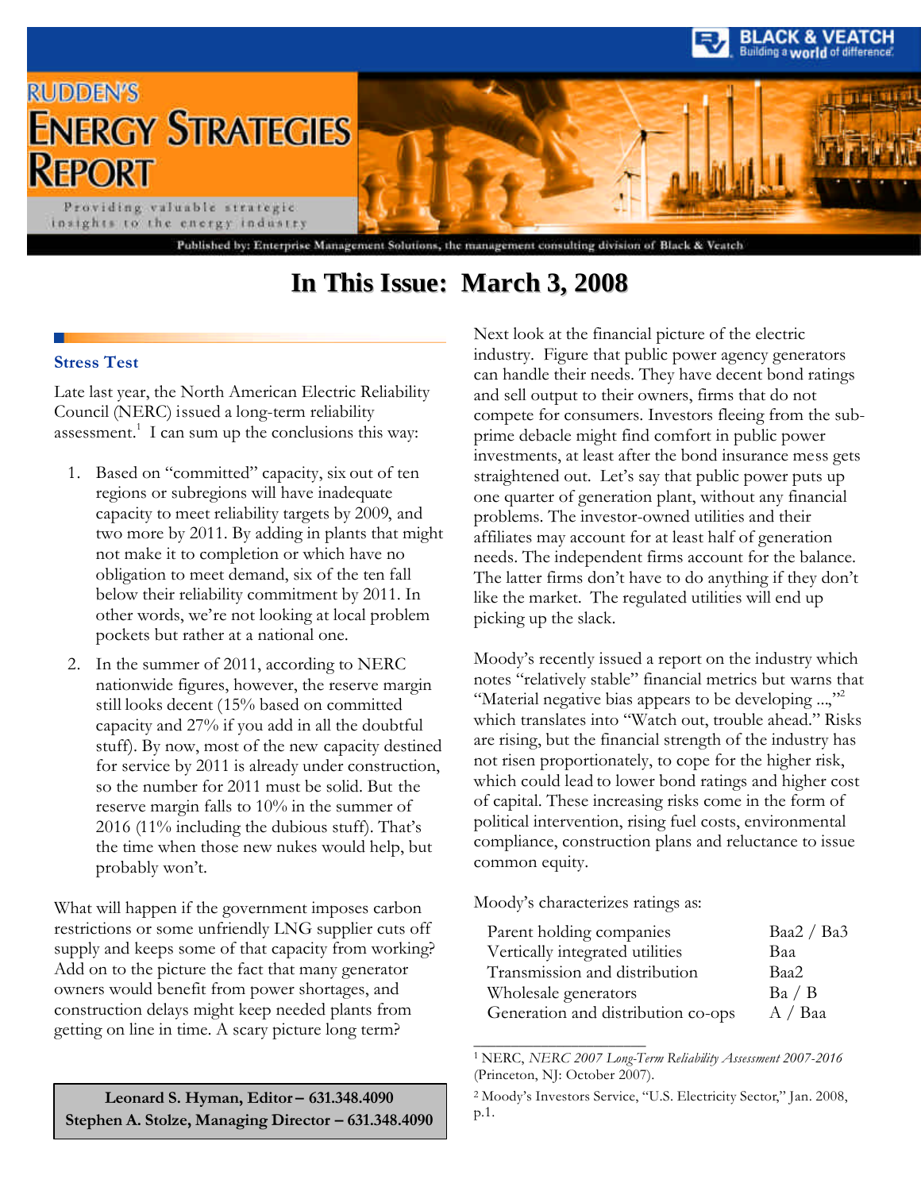# RUDDEN'S ENERGY STRATEGIES REPORT

Providing valuable strategic insights to the energy industry

Published by: Enterprise Management Solutions, the management consulting division of Black & Veatch

BLACK & VEATCH — Building a world of difference.

## In This Issue: March 3, 2008

### Stress Test

Late last year, the North American Electric Reliability Council (NERC) issued a long-term reliability assessment.[1] I can sum up the conclusions this way:

1. Based on "committed" capacity, six out of ten regions or subregions will have inadequate capacity to meet reliability targets by 2009, and two more by 2011. By adding in plants that might not make it to completion or which have no obligation to meet demand, six of the ten fall below their reliability commitment by 2011. In other words, we're not looking at local problem pockets but rather at a national one.
2. In the summer of 2011, according to NERC nationwide figures, however, the reserve margin still looks decent (15% based on committed capacity and 27% if you add in all the doubtful stuff). By now, most of the new capacity destined for service by 2011 is already under construction, so the number for 2011 must be solid. But the reserve margin falls to 10% in the summer of 2016 (11% including the dubious stuff). That's the time when those new nukes would help, but probably won't.

What will happen if the government imposes carbon restrictions or some unfriendly LNG supplier cuts off supply and keeps some of that capacity from working? Add on to the picture the fact that many generator owners would benefit from power shortages, and construction delays might keep needed plants from getting on line in time. A scary picture long term?

**Leonard S. Hyman, Editor – 631.348.4090**
**Stephen A. Stolze, Managing Director – 631.348.4090**

Next look at the financial picture of the electric industry. Figure that public power agency generators can handle their needs. They have decent bond ratings and sell output to their owners, firms that do not compete for consumers. Investors fleeing from the sub-prime debacle might find comfort in public power investments, at least after the bond insurance mess gets straightened out. Let's say that public power puts up one quarter of generation plant, without any financial problems. The investor-owned utilities and their affiliates may account for at least half of generation needs. The independent firms account for the balance. The latter firms don't have to do anything if they don't like the market. The regulated utilities will end up picking up the slack.

Moody's recently issued a report on the industry which notes "relatively stable" financial metrics but warns that "Material negative bias appears to be developing ...,"[2] which translates into "Watch out, trouble ahead." Risks are rising, but the financial strength of the industry has not risen proportionately, to cope for the higher risk, which could lead to lower bond ratings and higher cost of capital. These increasing risks come in the form of political intervention, rising fuel costs, environmental compliance, construction plans and reluctance to issue common equity.

Moody's characterizes ratings as:

| | |
|---|---|
| Parent holding companies | Baa2 / Ba3 |
| Vertically integrated utilities | Baa |
| Transmission and distribution | Baa2 |
| Wholesale generators | Ba / B |
| Generation and distribution co-ops | A / Baa |

[1] NERC, *NERC 2007 Long-Term Reliability Assessment 2007-2016* (Princeton, NJ: October 2007).

[2] Moody's Investors Service, "U.S. Electricity Sector," Jan. 2008, p.1.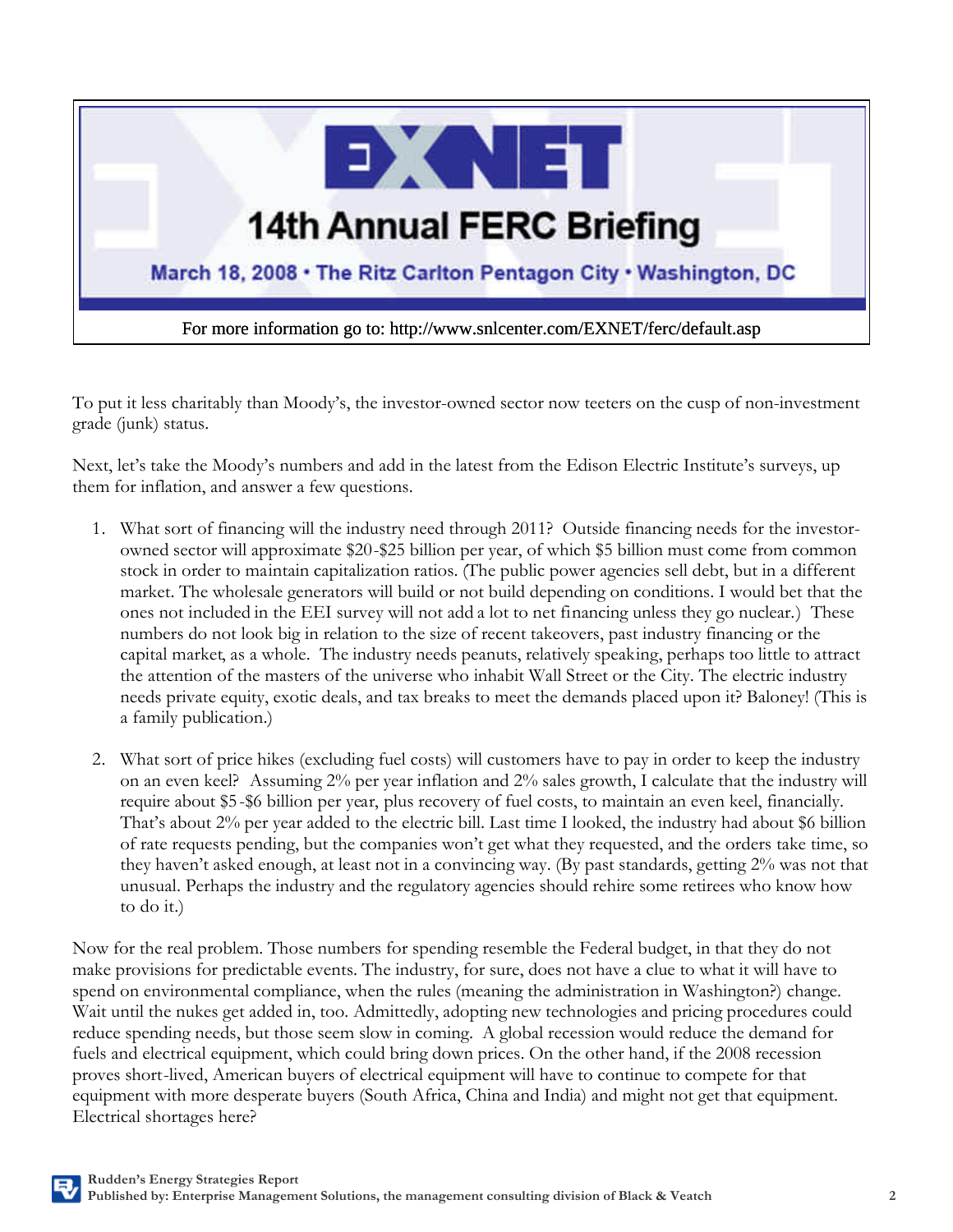# EXNET

## 14th Annual FERC Briefing

**March 18, 2008 • The Ritz Carlton Pentagon City • Washington, DC**

For more information go to: http://www.snlcenter.com/EXNET/ferc/default.asp

To put it less charitably than Moody's, the investor-owned sector now teeters on the cusp of non-investment grade (junk) status.

Next, let's take the Moody's numbers and add in the latest from the Edison Electric Institute's surveys, up them for inflation, and answer a few questions.

1. What sort of financing will the industry need through 2011? Outside financing needs for the investor-owned sector will approximate $20-$25 billion per year, of which $5 billion must come from common stock in order to maintain capitalization ratios. (The public power agencies sell debt, but in a different market. The wholesale generators will build or not build depending on conditions. I would bet that the ones not included in the EEI survey will not add a lot to net financing unless they go nuclear.) These numbers do not look big in relation to the size of recent takeovers, past industry financing or the capital market, as a whole. The industry needs peanuts, relatively speaking, perhaps too little to attract the attention of the masters of the universe who inhabit Wall Street or the City. The electric industry needs private equity, exotic deals, and tax breaks to meet the demands placed upon it? Baloney! (This is a family publication.)

2. What sort of price hikes (excluding fuel costs) will customers have to pay in order to keep the industry on an even keel? Assuming 2% per year inflation and 2% sales growth, I calculate that the industry will require about $5-$6 billion per year, plus recovery of fuel costs, to maintain an even keel, financially. That's about 2% per year added to the electric bill. Last time I looked, the industry had about $6 billion of rate requests pending, but the companies won't get what they requested, and the orders take time, so they haven't asked enough, at least not in a convincing way. (By past standards, getting 2% was not that unusual. Perhaps the industry and the regulatory agencies should rehire some retirees who know how to do it.)

Now for the real problem. Those numbers for spending resemble the Federal budget, in that they do not make provisions for predictable events. The industry, for sure, does not have a clue to what it will have to spend on environmental compliance, when the rules (meaning the administration in Washington?) change. Wait until the nukes get added in, too. Admittedly, adopting new technologies and pricing procedures could reduce spending needs, but those seem slow in coming. A global recession would reduce the demand for fuels and electrical equipment, which could bring down prices. On the other hand, if the 2008 recession proves short-lived, American buyers of electrical equipment will have to continue to compete for that equipment with more desperate buyers (South Africa, China and India) and might not get that equipment. Electrical shortages here?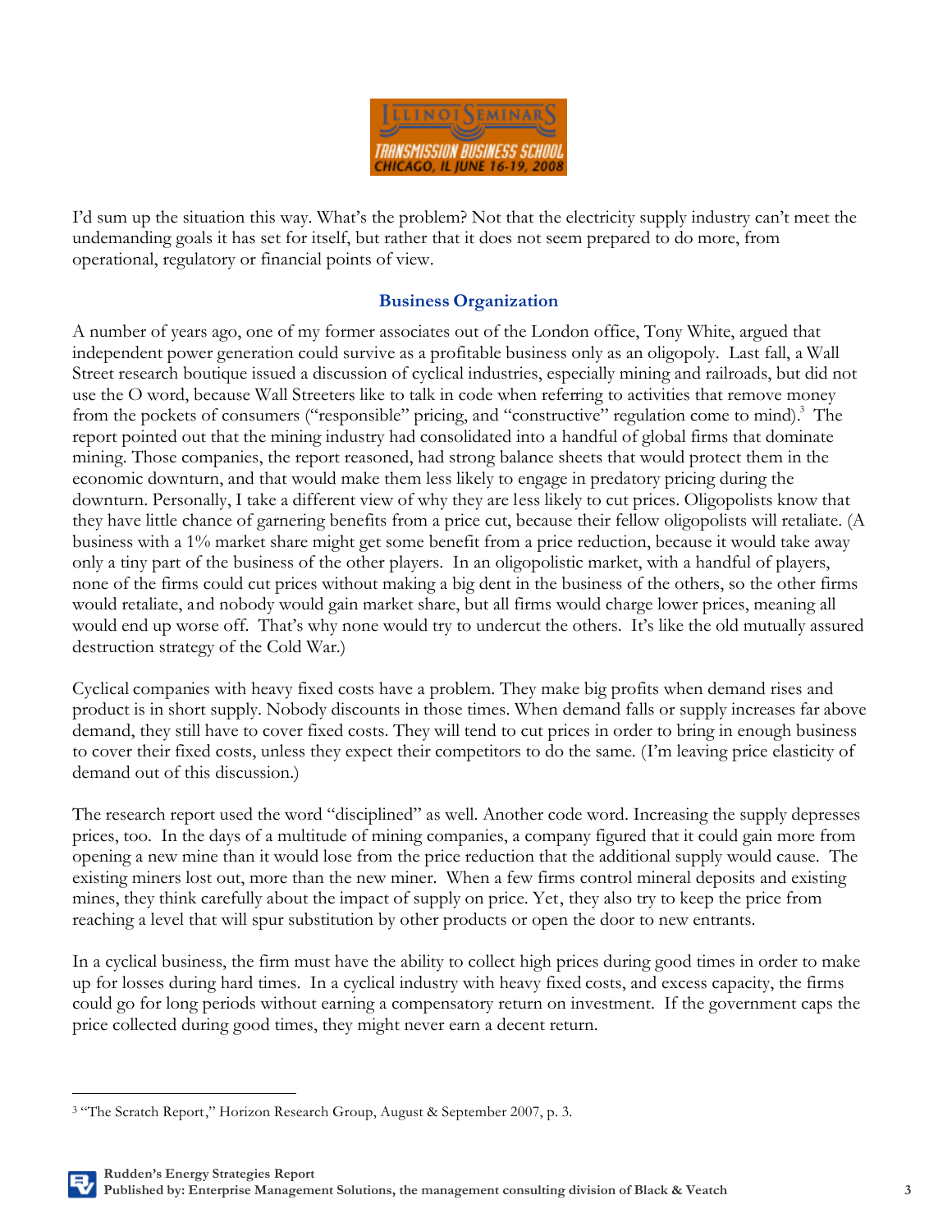I'd sum up the situation this way. What's the problem? Not that the electricity supply industry can't meet the undemanding goals it has set for itself, but rather that it does not seem prepared to do more, from operational, regulatory or financial points of view.

## Business Organization

A number of years ago, one of my former associates out of the London office, Tony White, argued that independent power generation could survive as a profitable business only as an oligopoly. Last fall, a Wall Street research boutique issued a discussion of cyclical industries, especially mining and railroads, but did not use the O word, because Wall Streeters like to talk in code when referring to activities that remove money from the pockets of consumers ("responsible" pricing, and "constructive" regulation come to mind).[3] The report pointed out that the mining industry had consolidated into a handful of global firms that dominate mining. Those companies, the report reasoned, had strong balance sheets that would protect them in the economic downturn, and that would make them less likely to engage in predatory pricing during the downturn. Personally, I take a different view of why they are less likely to cut prices. Oligopolists know that they have little chance of garnering benefits from a price cut, because their fellow oligopolists will retaliate. (A business with a 1% market share might get some benefit from a price reduction, because it would take away only a tiny part of the business of the other players. In an oligopolistic market, with a handful of players, none of the firms could cut prices without making a big dent in the business of the others, so the other firms would retaliate, and nobody would gain market share, but all firms would charge lower prices, meaning all would end up worse off. That's why none would try to undercut the others. It's like the old mutually assured destruction strategy of the Cold War.)

Cyclical companies with heavy fixed costs have a problem. They make big profits when demand rises and product is in short supply. Nobody discounts in those times. When demand falls or supply increases far above demand, they still have to cover fixed costs. They will tend to cut prices in order to bring in enough business to cover their fixed costs, unless they expect their competitors to do the same. (I'm leaving price elasticity of demand out of this discussion.)

The research report used the word "disciplined" as well. Another code word. Increasing the supply depresses prices, too. In the days of a multitude of mining companies, a company figured that it could gain more from opening a new mine than it would lose from the price reduction that the additional supply would cause. The existing miners lost out, more than the new miner. When a few firms control mineral deposits and existing mines, they think carefully about the impact of supply on price. Yet, they also try to keep the price from reaching a level that will spur substitution by other products or open the door to new entrants.

In a cyclical business, the firm must have the ability to collect high prices during good times in order to make up for losses during hard times. In a cyclical industry with heavy fixed costs, and excess capacity, the firms could go for long periods without earning a compensatory return on investment. If the government caps the price collected during good times, they might never earn a decent return.

---

[3] "The Scratch Report," Horizon Research Group, August & September 2007, p. 3.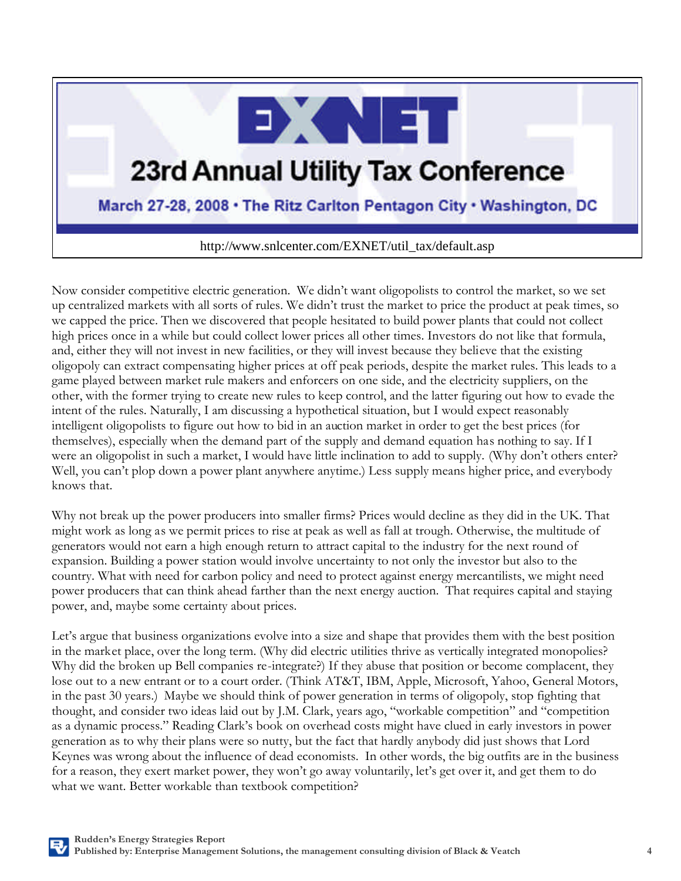**EXNET**

**23rd Annual Utility Tax Conference**

**March 27-28, 2008 • The Ritz Carlton Pentagon City • Washington, DC**

http://www.snlcenter.com/EXNET/util_tax/default.asp

Now consider competitive electric generation. We didn't want oligopolists to control the market, so we set up centralized markets with all sorts of rules. We didn't trust the market to price the product at peak times, so we capped the price. Then we discovered that people hesitated to build power plants that could not collect high prices once in a while but could collect lower prices all other times. Investors do not like that formula, and, either they will not invest in new facilities, or they will invest because they believe that the existing oligopoly can extract compensating higher prices at off peak periods, despite the market rules. This leads to a game played between market rule makers and enforcers on one side, and the electricity suppliers, on the other, with the former trying to create new rules to keep control, and the latter figuring out how to evade the intent of the rules. Naturally, I am discussing a hypothetical situation, but I would expect reasonably intelligent oligopolists to figure out how to bid in an auction market in order to get the best prices (for themselves), especially when the demand part of the supply and demand equation has nothing to say. If I were an oligopolist in such a market, I would have little inclination to add to supply. (Why don't others enter? Well, you can't plop down a power plant anywhere anytime.) Less supply means higher price, and everybody knows that.

Why not break up the power producers into smaller firms? Prices would decline as they did in the UK. That might work as long as we permit prices to rise at peak as well as fall at trough. Otherwise, the multitude of generators would not earn a high enough return to attract capital to the industry for the next round of expansion. Building a power station would involve uncertainty to not only the investor but also to the country. What with need for carbon policy and need to protect against energy mercantilists, we might need power producers that can think ahead farther than the next energy auction. That requires capital and staying power, and, maybe some certainty about prices.

Let's argue that business organizations evolve into a size and shape that provides them with the best position in the market place, over the long term. (Why did electric utilities thrive as vertically integrated monopolies? Why did the broken up Bell companies re-integrate?) If they abuse that position or become complacent, they lose out to a new entrant or to a court order. (Think AT&T, IBM, Apple, Microsoft, Yahoo, General Motors, in the past 30 years.) Maybe we should think of power generation in terms of oligopoly, stop fighting that thought, and consider two ideas laid out by J.M. Clark, years ago, "workable competition" and "competition as a dynamic process." Reading Clark's book on overhead costs might have clued in early investors in power generation as to why their plans were so nutty, but the fact that hardly anybody did just shows that Lord Keynes was wrong about the influence of dead economists. In other words, the big outfits are in the business for a reason, they exert market power, they won't go away voluntarily, let's get over it, and get them to do what we want. Better workable than textbook competition?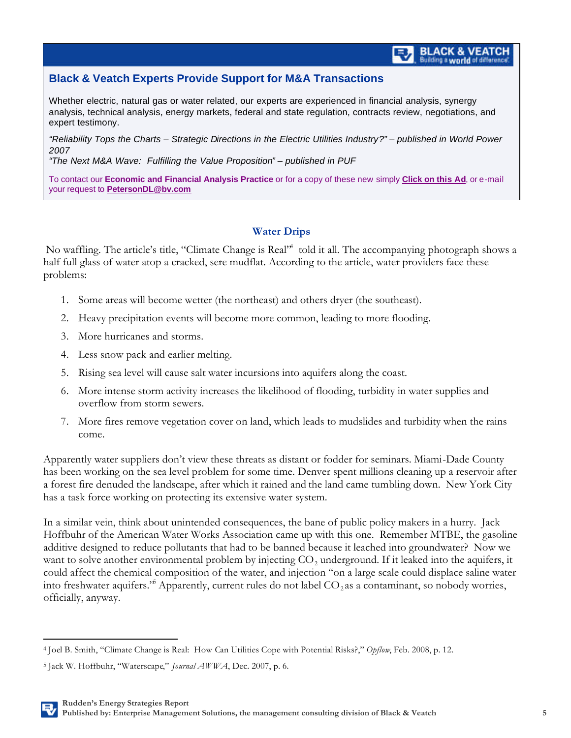BLACK & VEATCH Building a world of difference.

## Black & Veatch Experts Provide Support for M&A Transactions

Whether electric, natural gas or water related, our experts are experienced in financial analysis, synergy analysis, technical analysis, energy markets, federal and state regulation, contracts review, negotiations, and expert testimony.

*"Reliability Tops the Charts – Strategic Directions in the Electric Utilities Industry?" – published in World Power 2007*
*"The Next M&A Wave: Fulfilling the Value Proposition" – published in PUF*

To contact our **Economic and Financial Analysis Practice** or for a copy of these new simply **Click on this Ad**, or e-mail your request to **PetersonDL@bv.com**

### Water Drips

No waffling. The article's title, "Climate Change is Real"[4] told it all. The accompanying photograph shows a half full glass of water atop a cracked, sere mudflat. According to the article, water providers face these problems:

1. Some areas will become wetter (the northeast) and others dryer (the southeast).
2. Heavy precipitation events will become more common, leading to more flooding.
3. More hurricanes and storms.
4. Less snow pack and earlier melting.
5. Rising sea level will cause salt water incursions into aquifers along the coast.
6. More intense storm activity increases the likelihood of flooding, turbidity in water supplies and overflow from storm sewers.
7. More fires remove vegetation cover on land, which leads to mudslides and turbidity when the rains come.

Apparently water suppliers don't view these threats as distant or fodder for seminars. Miami-Dade County has been working on the sea level problem for some time. Denver spent millions cleaning up a reservoir after a forest fire denuded the landscape, after which it rained and the land came tumbling down. New York City has a task force working on protecting its extensive water system.

In a similar vein, think about unintended consequences, the bane of public policy makers in a hurry. Jack Hoffbuhr of the American Water Works Association came up with this one. Remember MTBE, the gasoline additive designed to reduce pollutants that had to be banned because it leached into groundwater? Now we want to solve another environmental problem by injecting $CO_2$ underground. If it leaked into the aquifers, it could affect the chemical composition of the water, and injection "on a large scale could displace saline water into freshwater aquifers."[5] Apparently, current rules do not label $CO_2$ as a contaminant, so nobody worries, officially, anyway.

---

[4] Joel B. Smith, "Climate Change is Real: How Can Utilities Cope with Potential Risks?," *Opflow*, Feb. 2008, p. 12.

[5] Jack W. Hoffbuhr, "Waterscape," *Journal AWWA*, Dec. 2007, p. 6.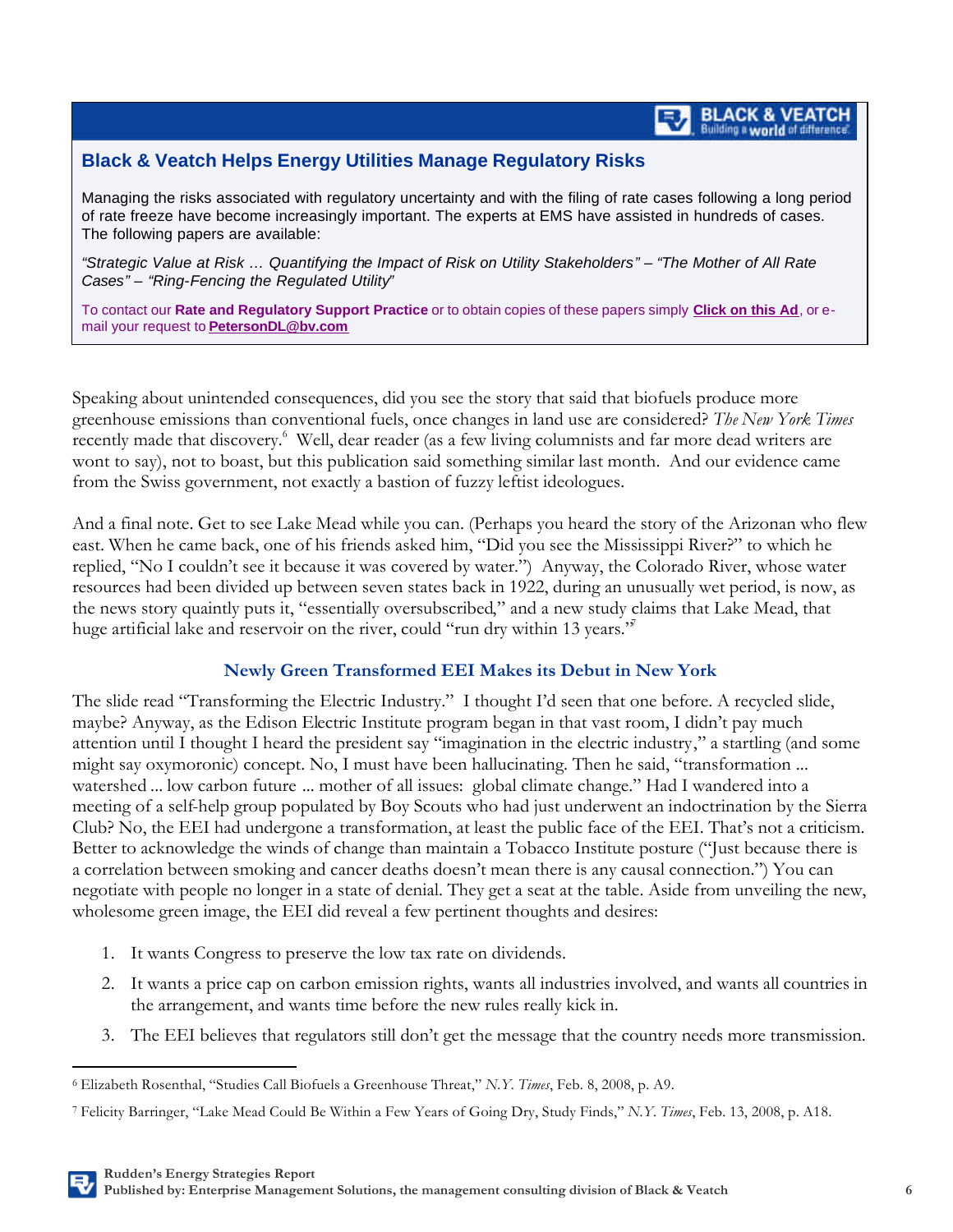## Black & Veatch Helps Energy Utilities Manage Regulatory Risks

Managing the risks associated with regulatory uncertainty and with the filing of rate cases following a long period of rate freeze have become increasingly important. The experts at EMS have assisted in hundreds of cases. The following papers are available:

*"Strategic Value at Risk … Quantifying the Impact of Risk on Utility Stakeholders" – "The Mother of All Rate Cases" – "Ring-Fencing the Regulated Utility"*

To contact our **Rate and Regulatory Support Practice** or to obtain copies of these papers simply **Click on this Ad**, or e-mail your request to **PetersonDL@bv.com**

Speaking about unintended consequences, did you see the story that said that biofuels produce more greenhouse emissions than conventional fuels, once changes in land use are considered? *The New York Times* recently made that discovery.[6] Well, dear reader (as a few living columnists and far more dead writers are wont to say), not to boast, but this publication said something similar last month. And our evidence came from the Swiss government, not exactly a bastion of fuzzy leftist ideologues.

And a final note. Get to see Lake Mead while you can. (Perhaps you heard the story of the Arizonan who flew east. When he came back, one of his friends asked him, "Did you see the Mississippi River?" to which he replied, "No I couldn't see it because it was covered by water.") Anyway, the Colorado River, whose water resources had been divided up between seven states back in 1922, during an unusually wet period, is now, as the news story quaintly puts it, "essentially oversubscribed," and a new study claims that Lake Mead, that huge artificial lake and reservoir on the river, could "run dry within 13 years."[7]

### Newly Green Transformed EEI Makes its Debut in New York

The slide read "Transforming the Electric Industry." I thought I'd seen that one before. A recycled slide, maybe? Anyway, as the Edison Electric Institute program began in that vast room, I didn't pay much attention until I thought I heard the president say "imagination in the electric industry," a startling (and some might say oxymoronic) concept. No, I must have been hallucinating. Then he said, "transformation ... watershed ... low carbon future ... mother of all issues: global climate change." Had I wandered into a meeting of a self-help group populated by Boy Scouts who had just underwent an indoctrination by the Sierra Club? No, the EEI had undergone a transformation, at least the public face of the EEI. That's not a criticism. Better to acknowledge the winds of change than maintain a Tobacco Institute posture ("Just because there is a correlation between smoking and cancer deaths doesn't mean there is any causal connection.") You can negotiate with people no longer in a state of denial. They get a seat at the table. Aside from unveiling the new, wholesome green image, the EEI did reveal a few pertinent thoughts and desires:

1. It wants Congress to preserve the low tax rate on dividends.
2. It wants a price cap on carbon emission rights, wants all industries involved, and wants all countries in the arrangement, and wants time before the new rules really kick in.
3. The EEI believes that regulators still don't get the message that the country needs more transmission.

---

[6] Elizabeth Rosenthal, "Studies Call Biofuels a Greenhouse Threat," *N.Y. Times*, Feb. 8, 2008, p. A9.

[7] Felicity Barringer, "Lake Mead Could Be Within a Few Years of Going Dry, Study Finds," *N.Y. Times*, Feb. 13, 2008, p. A18.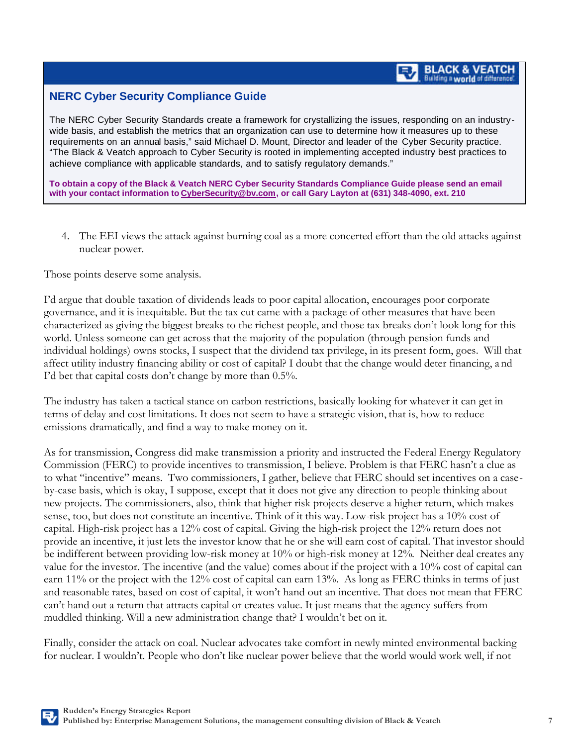## NERC Cyber Security Compliance Guide

The NERC Cyber Security Standards create a framework for crystallizing the issues, responding on an industry-wide basis, and establish the metrics that an organization can use to determine how it measures up to these requirements on an annual basis," said Michael D. Mount, Director and leader of the Cyber Security practice. "The Black & Veatch approach to Cyber Security is rooted in implementing accepted industry best practices to achieve compliance with applicable standards, and to satisfy regulatory demands."

**To obtain a copy of the Black & Veatch NERC Cyber Security Standards Compliance Guide please send an email with your contact information to CyberSecurity@bv.com, or call Gary Layton at (631) 348-4090, ext. 210**

4. The EEI views the attack against burning coal as a more concerted effort than the old attacks against nuclear power.

Those points deserve some analysis.

I'd argue that double taxation of dividends leads to poor capital allocation, encourages poor corporate governance, and it is inequitable. But the tax cut came with a package of other measures that have been characterized as giving the biggest breaks to the richest people, and those tax breaks don't look long for this world. Unless someone can get across that the majority of the population (through pension funds and individual holdings) owns stocks, I suspect that the dividend tax privilege, in its present form, goes. Will that affect utility industry financing ability or cost of capital? I doubt that the change would deter financing, and I'd bet that capital costs don't change by more than 0.5%.

The industry has taken a tactical stance on carbon restrictions, basically looking for whatever it can get in terms of delay and cost limitations. It does not seem to have a strategic vision, that is, how to reduce emissions dramatically, and find a way to make money on it.

As for transmission, Congress did make transmission a priority and instructed the Federal Energy Regulatory Commission (FERC) to provide incentives to transmission, I believe. Problem is that FERC hasn't a clue as to what "incentive" means. Two commissioners, I gather, believe that FERC should set incentives on a case-by-case basis, which is okay, I suppose, except that it does not give any direction to people thinking about new projects. The commissioners, also, think that higher risk projects deserve a higher return, which makes sense, too, but does not constitute an incentive. Think of it this way. Low-risk project has a 10% cost of capital. High-risk project has a 12% cost of capital. Giving the high-risk project the 12% return does not provide an incentive, it just lets the investor know that he or she will earn cost of capital. That investor should be indifferent between providing low-risk money at 10% or high-risk money at 12%. Neither deal creates any value for the investor. The incentive (and the value) comes about if the project with a 10% cost of capital can earn 11% or the project with the 12% cost of capital can earn 13%. As long as FERC thinks in terms of just and reasonable rates, based on cost of capital, it won't hand out an incentive. That does not mean that FERC can't hand out a return that attracts capital or creates value. It just means that the agency suffers from muddled thinking. Will a new administration change that? I wouldn't bet on it.

Finally, consider the attack on coal. Nuclear advocates take comfort in newly minted environmental backing for nuclear. I wouldn't. People who don't like nuclear power believe that the world would work well, if not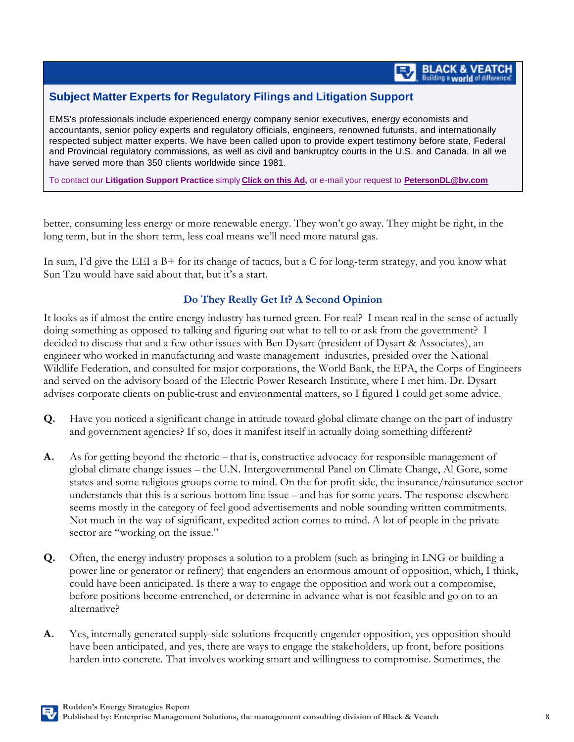**Subject Matter Experts for Regulatory Filings and Litigation Support**

EMS's professionals include experienced energy company senior executives, energy economists and accountants, senior policy experts and regulatory officials, engineers, renowned futurists, and internationally respected subject matter experts. We have been called upon to provide expert testimony before state, Federal and Provincial regulatory commissions, as well as civil and bankruptcy courts in the U.S. and Canada. In all we have served more than 350 clients worldwide since 1981.

To contact our **Litigation Support Practice** simply **Click on this Ad,** or e-mail your request to **PetersonDL@bv.com**

better, consuming less energy or more renewable energy. They won't go away. They might be right, in the long term, but in the short term, less coal means we'll need more natural gas.

In sum, I'd give the EEI a B+ for its change of tactics, but a C for long-term strategy, and you know what Sun Tzu would have said about that, but it's a start.

### Do They Really Get It? A Second Opinion

It looks as if almost the entire energy industry has turned green. For real? I mean real in the sense of actually doing something as opposed to talking and figuring out what to tell to or ask from the government? I decided to discuss that and a few other issues with Ben Dysart (president of Dysart & Associates), an engineer who worked in manufacturing and waste management industries, presided over the National Wildlife Federation, and consulted for major corporations, the World Bank, the EPA, the Corps of Engineers and served on the advisory board of the Electric Power Research Institute, where I met him. Dr. Dysart advises corporate clients on public-trust and environmental matters, so I figured I could get some advice.

**Q.** Have you noticed a significant change in attitude toward global climate change on the part of industry and government agencies? If so, does it manifest itself in actually doing something different?

**A.** As for getting beyond the rhetoric – that is, constructive advocacy for responsible management of global climate change issues – the U.N. Intergovernmental Panel on Climate Change, Al Gore, some states and some religious groups come to mind. On the for-profit side, the insurance/reinsurance sector understands that this is a serious bottom line issue – and has for some years. The response elsewhere seems mostly in the category of feel good advertisements and noble sounding written commitments. Not much in the way of significant, expedited action comes to mind. A lot of people in the private sector are "working on the issue."

**Q.** Often, the energy industry proposes a solution to a problem (such as bringing in LNG or building a power line or generator or refinery) that engenders an enormous amount of opposition, which, I think, could have been anticipated. Is there a way to engage the opposition and work out a compromise, before positions become entrenched, or determine in advance what is not feasible and go on to an alternative?

**A.** Yes, internally generated supply-side solutions frequently engender opposition, yes opposition should have been anticipated, and yes, there are ways to engage the stakeholders, up front, before positions harden into concrete. That involves working smart and willingness to compromise. Sometimes, the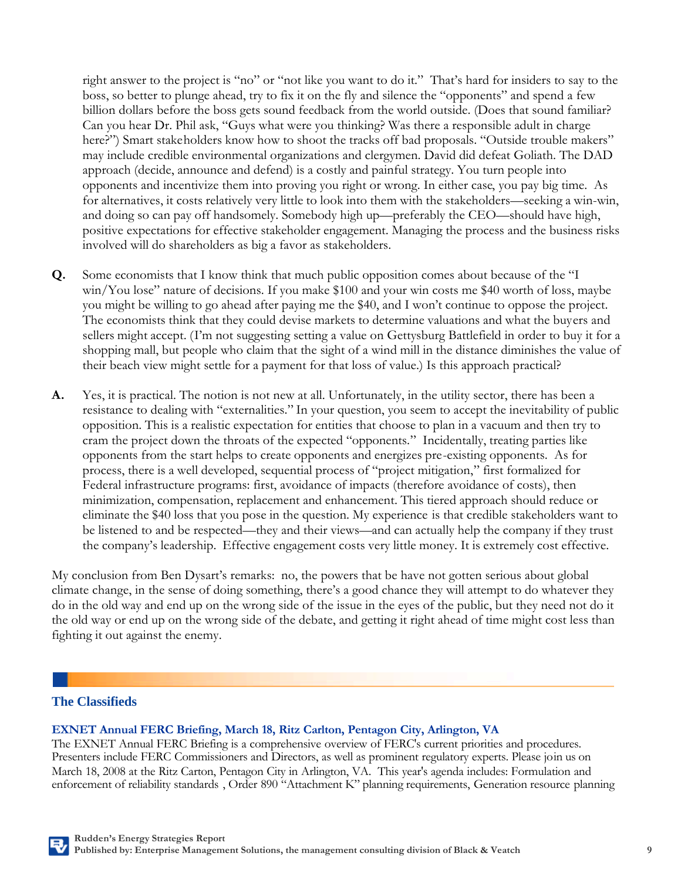right answer to the project is "no" or "not like you want to do it." That's hard for insiders to say to the boss, so better to plunge ahead, try to fix it on the fly and silence the "opponents" and spend a few billion dollars before the boss gets sound feedback from the world outside. (Does that sound familiar? Can you hear Dr. Phil ask, "Guys what were you thinking? Was there a responsible adult in charge here?") Smart stakeholders know how to shoot the tracks off bad proposals. "Outside trouble makers" may include credible environmental organizations and clergymen. David did defeat Goliath. The DAD approach (decide, announce and defend) is a costly and painful strategy. You turn people into opponents and incentivize them into proving you right or wrong. In either case, you pay big time. As for alternatives, it costs relatively very little to look into them with the stakeholders—seeking a win-win, and doing so can pay off handsomely. Somebody high up—preferably the CEO—should have high, positive expectations for effective stakeholder engagement. Managing the process and the business risks involved will do shareholders as big a favor as stakeholders.

**Q.** Some economists that I know think that much public opposition comes about because of the "I win/You lose" nature of decisions. If you make $100 and your win costs me $40 worth of loss, maybe you might be willing to go ahead after paying me the $40, and I won't continue to oppose the project. The economists think that they could devise markets to determine valuations and what the buyers and sellers might accept. (I'm not suggesting setting a value on Gettysburg Battlefield in order to buy it for a shopping mall, but people who claim that the sight of a wind mill in the distance diminishes the value of their beach view might settle for a payment for that loss of value.) Is this approach practical?

**A.** Yes, it is practical. The notion is not new at all. Unfortunately, in the utility sector, there has been a resistance to dealing with "externalities." In your question, you seem to accept the inevitability of public opposition. This is a realistic expectation for entities that choose to plan in a vacuum and then try to cram the project down the throats of the expected "opponents." Incidentally, treating parties like opponents from the start helps to create opponents and energizes pre-existing opponents. As for process, there is a well developed, sequential process of "project mitigation," first formalized for Federal infrastructure programs: first, avoidance of impacts (therefore avoidance of costs), then minimization, compensation, replacement and enhancement. This tiered approach should reduce or eliminate the $40 loss that you pose in the question. My experience is that credible stakeholders want to be listened to and be respected—they and their views—and can actually help the company if they trust the company's leadership. Effective engagement costs very little money. It is extremely cost effective.

My conclusion from Ben Dysart's remarks: no, the powers that be have not gotten serious about global climate change, in the sense of doing something, there's a good chance they will attempt to do whatever they do in the old way and end up on the wrong side of the issue in the eyes of the public, but they need not do it the old way or end up on the wrong side of the debate, and getting it right ahead of time might cost less than fighting it out against the enemy.

## The Classifieds

### EXNET Annual FERC Briefing, March 18, Ritz Carlton, Pentagon City, Arlington, VA

The EXNET Annual FERC Briefing is a comprehensive overview of FERC's current priorities and procedures. Presenters include FERC Commissioners and Directors, as well as prominent regulatory experts. Please join us on March 18, 2008 at the Ritz Carton, Pentagon City in Arlington, VA. This year's agenda includes: Formulation and enforcement of reliability standards , Order 890 "Attachment K" planning requirements, Generation resource planning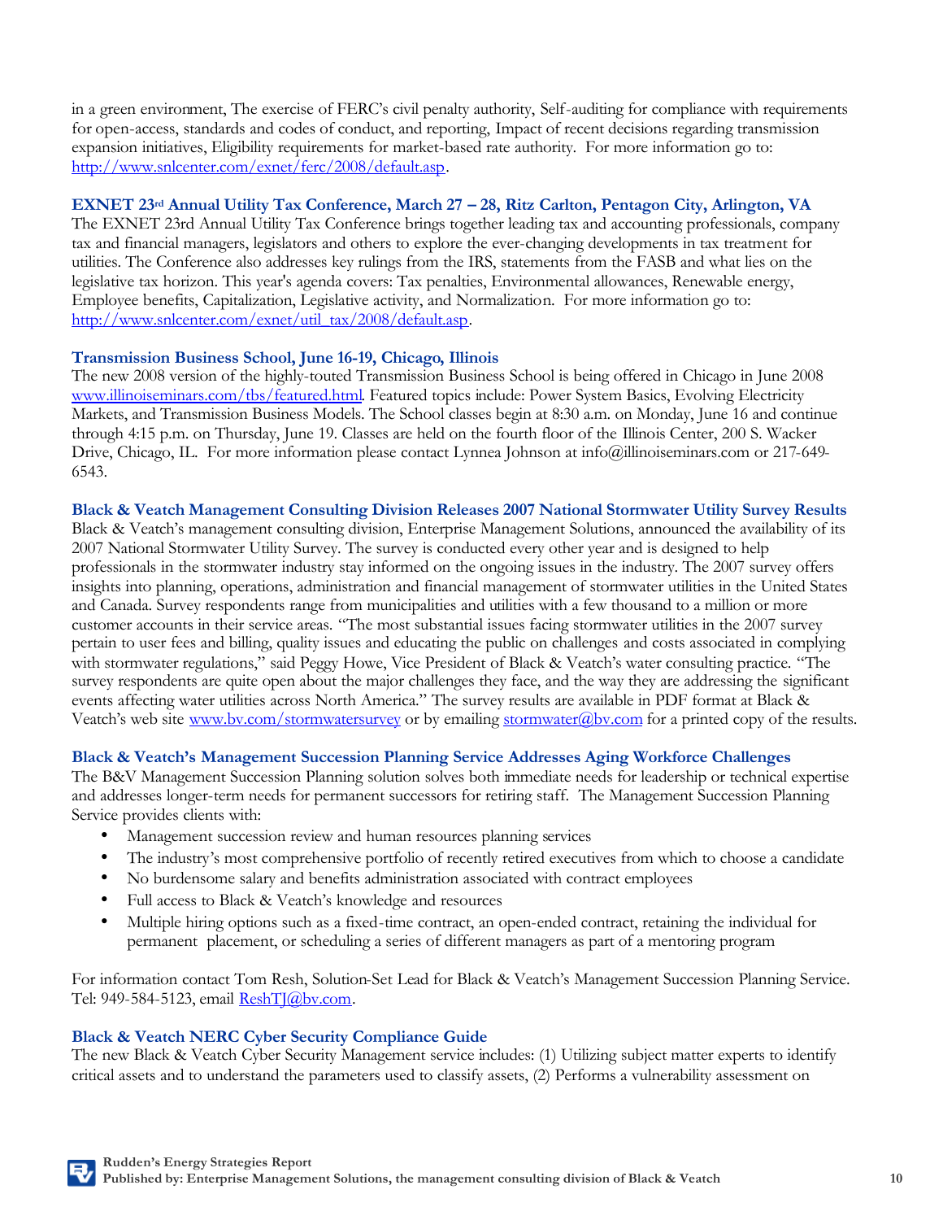in a green environment, The exercise of FERC's civil penalty authority, Self-auditing for compliance with requirements for open-access, standards and codes of conduct, and reporting, Impact of recent decisions regarding transmission expansion initiatives, Eligibility requirements for market-based rate authority. For more information go to: http://www.snlcenter.com/exnet/ferc/2008/default.asp.

### EXNET 23rd Annual Utility Tax Conference, March 27 – 28, Ritz Carlton, Pentagon City, Arlington, VA

The EXNET 23rd Annual Utility Tax Conference brings together leading tax and accounting professionals, company tax and financial managers, legislators and others to explore the ever-changing developments in tax treatment for utilities. The Conference also addresses key rulings from the IRS, statements from the FASB and what lies on the legislative tax horizon. This year's agenda covers: Tax penalties, Environmental allowances, Renewable energy, Employee benefits, Capitalization, Legislative activity, and Normalization. For more information go to: http://www.snlcenter.com/exnet/util_tax/2008/default.asp.

### Transmission Business School, June 16-19, Chicago, Illinois

The new 2008 version of the highly-touted Transmission Business School is being offered in Chicago in June 2008 www.illinoiseminars.com/tbs/featured.html. Featured topics include: Power System Basics, Evolving Electricity Markets, and Transmission Business Models. The School classes begin at 8:30 a.m. on Monday, June 16 and continue through 4:15 p.m. on Thursday, June 19. Classes are held on the fourth floor of the Illinois Center, 200 S. Wacker Drive, Chicago, IL. For more information please contact Lynnea Johnson at info@illinoiseminars.com or 217-649-6543.

### Black & Veatch Management Consulting Division Releases 2007 National Stormwater Utility Survey Results

Black & Veatch's management consulting division, Enterprise Management Solutions, announced the availability of its 2007 National Stormwater Utility Survey. The survey is conducted every other year and is designed to help professionals in the stormwater industry stay informed on the ongoing issues in the industry. The 2007 survey offers insights into planning, operations, administration and financial management of stormwater utilities in the United States and Canada. Survey respondents range from municipalities and utilities with a few thousand to a million or more customer accounts in their service areas. "The most substantial issues facing stormwater utilities in the 2007 survey pertain to user fees and billing, quality issues and educating the public on challenges and costs associated in complying with stormwater regulations," said Peggy Howe, Vice President of Black & Veatch's water consulting practice. "The survey respondents are quite open about the major challenges they face, and the way they are addressing the significant events affecting water utilities across North America." The survey results are available in PDF format at Black & Veatch's web site www.bv.com/stormwatersurvey or by emailing stormwater@bv.com for a printed copy of the results.

### Black & Veatch's Management Succession Planning Service Addresses Aging Workforce Challenges

The B&V Management Succession Planning solution solves both immediate needs for leadership or technical expertise and addresses longer-term needs for permanent successors for retiring staff. The Management Succession Planning Service provides clients with:

- Management succession review and human resources planning services
- The industry's most comprehensive portfolio of recently retired executives from which to choose a candidate
- No burdensome salary and benefits administration associated with contract employees
- Full access to Black & Veatch's knowledge and resources
- Multiple hiring options such as a fixed-time contract, an open-ended contract, retaining the individual for permanent placement, or scheduling a series of different managers as part of a mentoring program

For information contact Tom Resh, Solution-Set Lead for Black & Veatch's Management Succession Planning Service. Tel: 949-584-5123, email ReshTJ@bv.com.

### Black & Veatch NERC Cyber Security Compliance Guide

The new Black & Veatch Cyber Security Management service includes: (1) Utilizing subject matter experts to identify critical assets and to understand the parameters used to classify assets, (2) Performs a vulnerability assessment on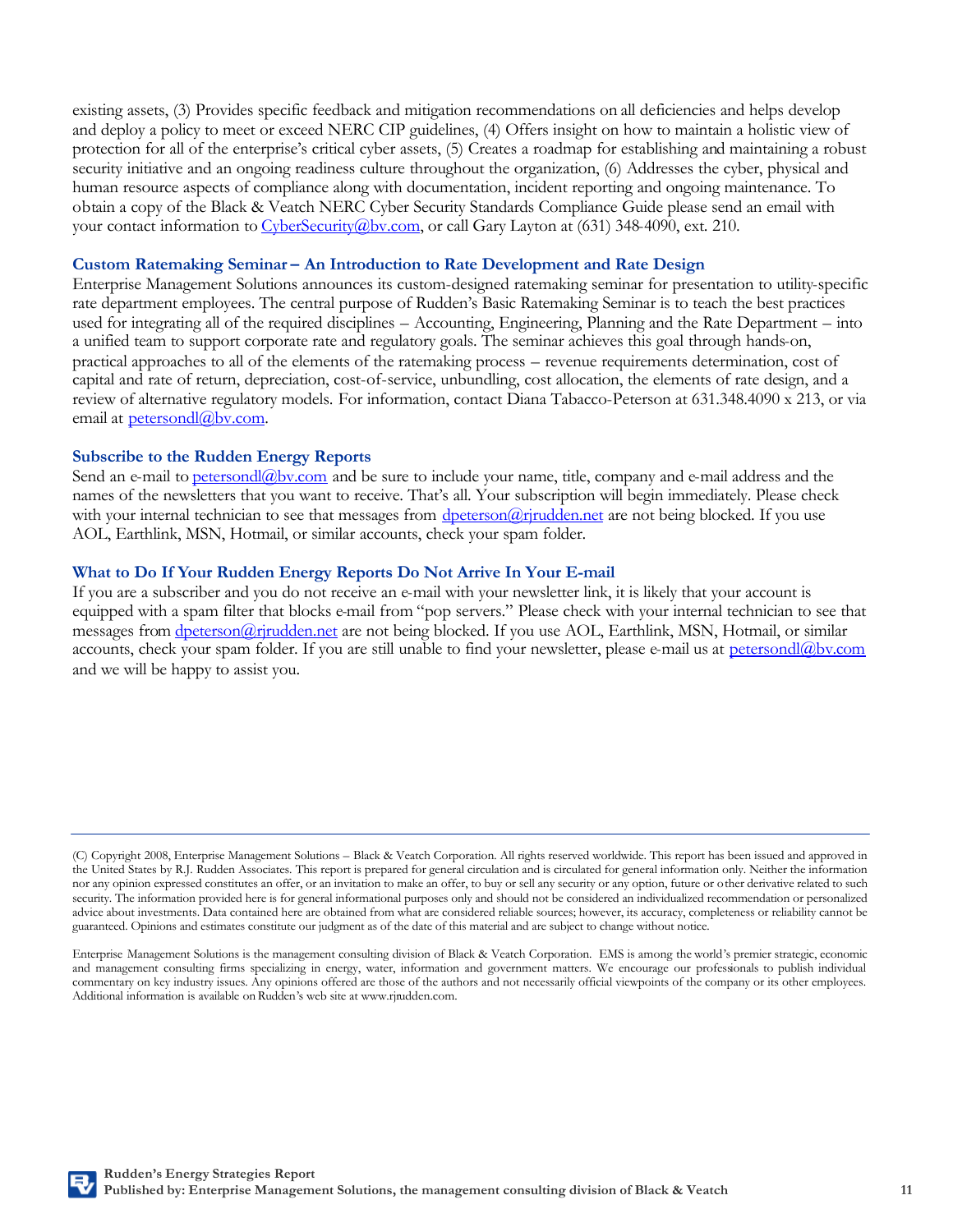existing assets, (3) Provides specific feedback and mitigation recommendations on all deficiencies and helps develop and deploy a policy to meet or exceed NERC CIP guidelines, (4) Offers insight on how to maintain a holistic view of protection for all of the enterprise's critical cyber assets, (5) Creates a roadmap for establishing and maintaining a robust security initiative and an ongoing readiness culture throughout the organization, (6) Addresses the cyber, physical and human resource aspects of compliance along with documentation, incident reporting and ongoing maintenance. To obtain a copy of the Black & Veatch NERC Cyber Security Standards Compliance Guide please send an email with your contact information to CyberSecurity@bv.com, or call Gary Layton at (631) 348-4090, ext. 210.

### Custom Ratemaking Seminar – An Introduction to Rate Development and Rate Design

Enterprise Management Solutions announces its custom-designed ratemaking seminar for presentation to utility-specific rate department employees. The central purpose of Rudden's Basic Ratemaking Seminar is to teach the best practices used for integrating all of the required disciplines – Accounting, Engineering, Planning and the Rate Department – into a unified team to support corporate rate and regulatory goals. The seminar achieves this goal through hands-on, practical approaches to all of the elements of the ratemaking process – revenue requirements determination, cost of capital and rate of return, depreciation, cost-of-service, unbundling, cost allocation, the elements of rate design, and a review of alternative regulatory models. For information, contact Diana Tabacco-Peterson at 631.348.4090 x 213, or via email at petersondl@bv.com.

### Subscribe to the Rudden Energy Reports

Send an e-mail to petersondl@bv.com and be sure to include your name, title, company and e-mail address and the names of the newsletters that you want to receive. That's all. Your subscription will begin immediately. Please check with your internal technician to see that messages from dpeterson@rjrudden.net are not being blocked. If you use AOL, Earthlink, MSN, Hotmail, or similar accounts, check your spam folder.

### What to Do If Your Rudden Energy Reports Do Not Arrive In Your E-mail

If you are a subscriber and you do not receive an e-mail with your newsletter link, it is likely that your account is equipped with a spam filter that blocks e-mail from "pop servers." Please check with your internal technician to see that messages from dpeterson@rjrudden.net are not being blocked. If you use AOL, Earthlink, MSN, Hotmail, or similar accounts, check your spam folder. If you are still unable to find your newsletter, please e-mail us at petersondl@bv.com and we will be happy to assist you.

---

(C) Copyright 2008, Enterprise Management Solutions – Black & Veatch Corporation. All rights reserved worldwide. This report has been issued and approved in the United States by R.J. Rudden Associates. This report is prepared for general circulation and is circulated for general information only. Neither the information nor any opinion expressed constitutes an offer, or an invitation to make an offer, to buy or sell any security or any option, future or other derivative related to such security. The information provided here is for general informational purposes only and should not be considered an individualized recommendation or personalized advice about investments. Data contained here are obtained from what are considered reliable sources; however, its accuracy, completeness or reliability cannot be guaranteed. Opinions and estimates constitute our judgment as of the date of this material and are subject to change without notice.

Enterprise Management Solutions is the management consulting division of Black & Veatch Corporation. EMS is among the world's premier strategic, economic and management consulting firms specializing in energy, water, information and government matters. We encourage our professionals to publish individual commentary on key industry issues. Any opinions offered are those of the authors and not necessarily official viewpoints of the company or its other employees. Additional information is available on Rudden's web site at www.rjrudden.com.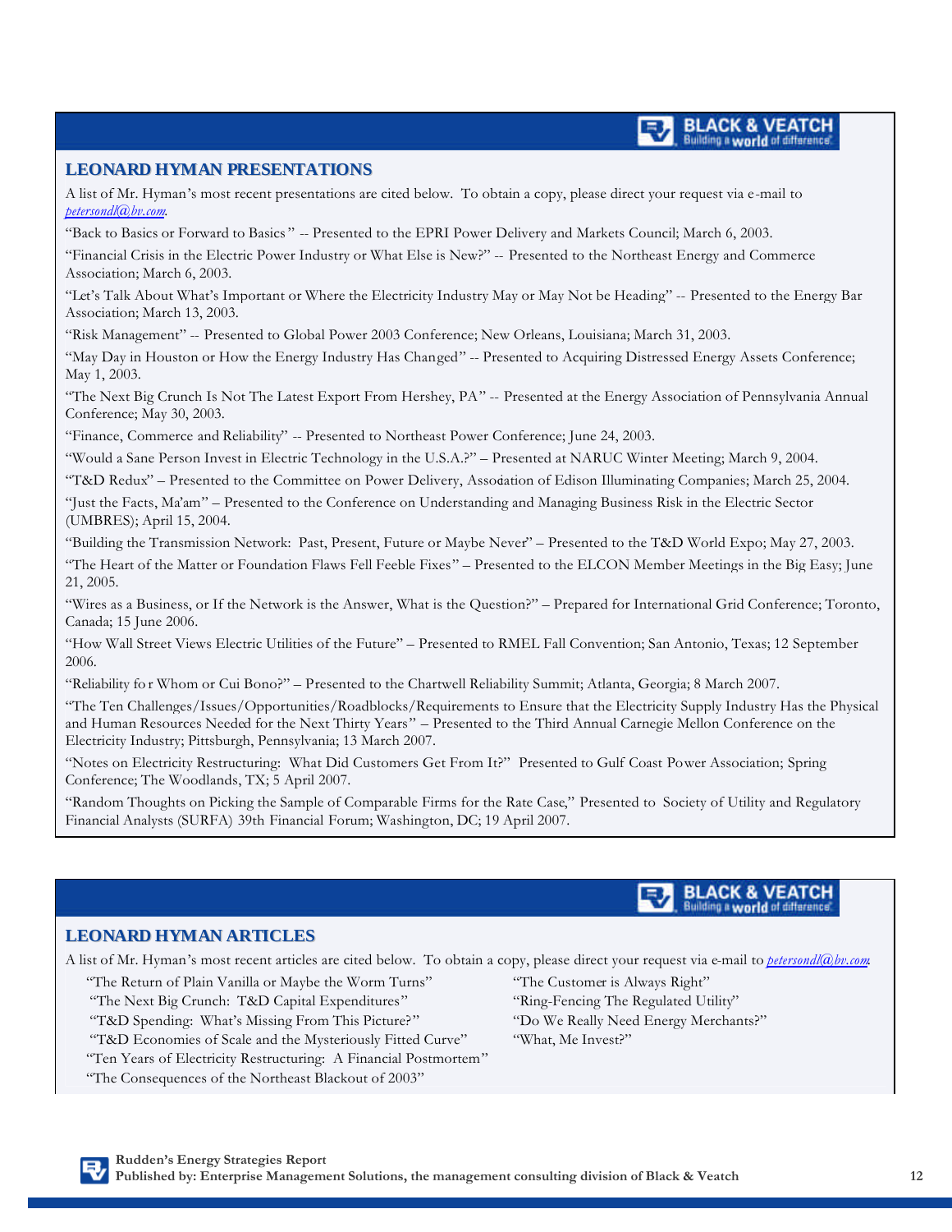## LEONARD HYMAN PRESENTATIONS

A list of Mr. Hyman's most recent presentations are cited below. To obtain a copy, please direct your request via e-mail to *petersondl@bv.com*.

"Back to Basics or Forward to Basics" -- Presented to the EPRI Power Delivery and Markets Council; March 6, 2003.

"Financial Crisis in the Electric Power Industry or What Else is New?" -- Presented to the Northeast Energy and Commerce Association; March 6, 2003.

"Let's Talk About What's Important or Where the Electricity Industry May or May Not be Heading" -- Presented to the Energy Bar Association; March 13, 2003.

"Risk Management" -- Presented to Global Power 2003 Conference; New Orleans, Louisiana; March 31, 2003.

"May Day in Houston or How the Energy Industry Has Changed" -- Presented to Acquiring Distressed Energy Assets Conference; May 1, 2003.

"The Next Big Crunch Is Not The Latest Export From Hershey, PA" -- Presented at the Energy Association of Pennsylvania Annual Conference; May 30, 2003.

"Finance, Commerce and Reliability" -- Presented to Northeast Power Conference; June 24, 2003.

"Would a Sane Person Invest in Electric Technology in the U.S.A.?" – Presented at NARUC Winter Meeting; March 9, 2004.

"T&D Redux" – Presented to the Committee on Power Delivery, Association of Edison Illuminating Companies; March 25, 2004.

"Just the Facts, Ma'am" – Presented to the Conference on Understanding and Managing Business Risk in the Electric Sector (UMBRES); April 15, 2004.

"Building the Transmission Network: Past, Present, Future or Maybe Never" – Presented to the T&D World Expo; May 27, 2003.

"The Heart of the Matter or Foundation Flaws Fell Feeble Fixes" – Presented to the ELCON Member Meetings in the Big Easy; June 21, 2005.

"Wires as a Business, or If the Network is the Answer, What is the Question?" – Prepared for International Grid Conference; Toronto, Canada; 15 June 2006.

"How Wall Street Views Electric Utilities of the Future" – Presented to RMEL Fall Convention; San Antonio, Texas; 12 September 2006.

"Reliability for Whom or Cui Bono?" – Presented to the Chartwell Reliability Summit; Atlanta, Georgia; 8 March 2007.

"The Ten Challenges/Issues/Opportunities/Roadblocks/Requirements to Ensure that the Electricity Supply Industry Has the Physical and Human Resources Needed for the Next Thirty Years" – Presented to the Third Annual Carnegie Mellon Conference on the Electricity Industry; Pittsburgh, Pennsylvania; 13 March 2007.

"Notes on Electricity Restructuring: What Did Customers Get From It?" Presented to Gulf Coast Power Association; Spring Conference; The Woodlands, TX; 5 April 2007.

"Random Thoughts on Picking the Sample of Comparable Firms for the Rate Case," Presented to Society of Utility and Regulatory Financial Analysts (SURFA) 39th Financial Forum; Washington, DC; 19 April 2007.

## LEONARD HYMAN ARTICLES

A list of Mr. Hyman's most recent articles are cited below. To obtain a copy, please direct your request via e-mail to *petersondl@bv.com*.

- "The Return of Plain Vanilla or Maybe the Worm Turns"
- "The Next Big Crunch: T&D Capital Expenditures"
- "T&D Spending: What's Missing From This Picture?"
- "T&D Economies of Scale and the Mysteriously Fitted Curve"
- "Ten Years of Electricity Restructuring: A Financial Postmortem"
- "The Consequences of the Northeast Blackout of 2003"
- "The Customer is Always Right"
- "Ring-Fencing The Regulated Utility"
- "Do We Really Need Energy Merchants?"
- "What, Me Invest?"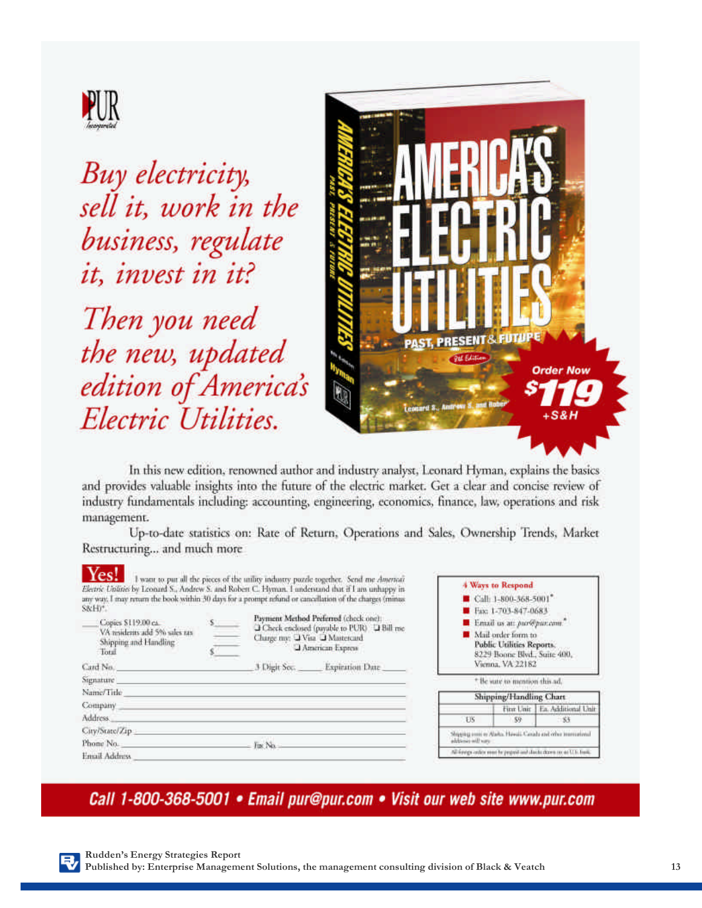PUR Incorporated

*Buy electricity, sell it, work in the business, regulate it, invest in it?*

*Then you need the new, updated edition of America's Electric Utilities.*

**Order Now $119 +S&H**

In this new edition, renowned author and industry analyst, Leonard Hyman, explains the basics and provides valuable insights into the future of the electric market. Get a clear and concise review of industry fundamentals including: accounting, engineering, economics, finance, law, operations and risk management.

Up-to-date statistics on: Rate of Return, Operations and Sales, Ownership Trends, Market Restructuring... and much more

**Yes!** I want to put all the pieces of the utility industry puzzle together. Send me *America's Electric Utilities* by Leonard S., Andrew S. and Robert C. Hyman. I understand that if I am unhappy in any way, I may return the book within 30 days for a prompt refund or cancellation of the charges (minus S&H)*.

____ Copies $119.00 ea. $______
VA residents add 5% sales tax ______
Shipping and Handling ______
Total $______

Payment Method Preferred (check one):
❑ Check enclosed (payable to PUR) ❑ Bill me
Charge my: ❑ Visa ❑ Mastercard ❑ American Express

Card No. ______________ 3 Digit Sec. ______ Expiration Date ______
Signature ______________
Name/Title ______________
Company ______________
Address ______________
City/State/Zip ______________
Phone No. ______________ Fax No. ______________
Email Address ______________

**4 Ways to Respond**

- Call: 1-800-368-5001*
- Fax: 1-703-847-0683
- Email us at: *pur@pur.com**
- Mail order form to **Public Utilities Reports**, 8229 Boone Blvd., Suite 400, Vienna, VA 22182

* Be sure to mention this ad.

**Shipping/Handling Chart**

| | First Unit | Ea. Additional Unit |
|---|---|---|
| US | $9 | $3 |

Shipping costs to Alaska, Hawaii, Canada and other international addresses will vary.

All foreign orders must be prepaid and checks drawn on a U.S. bank.

**Call 1-800-368-5001 • Email pur@pur.com • Visit our web site www.pur.com**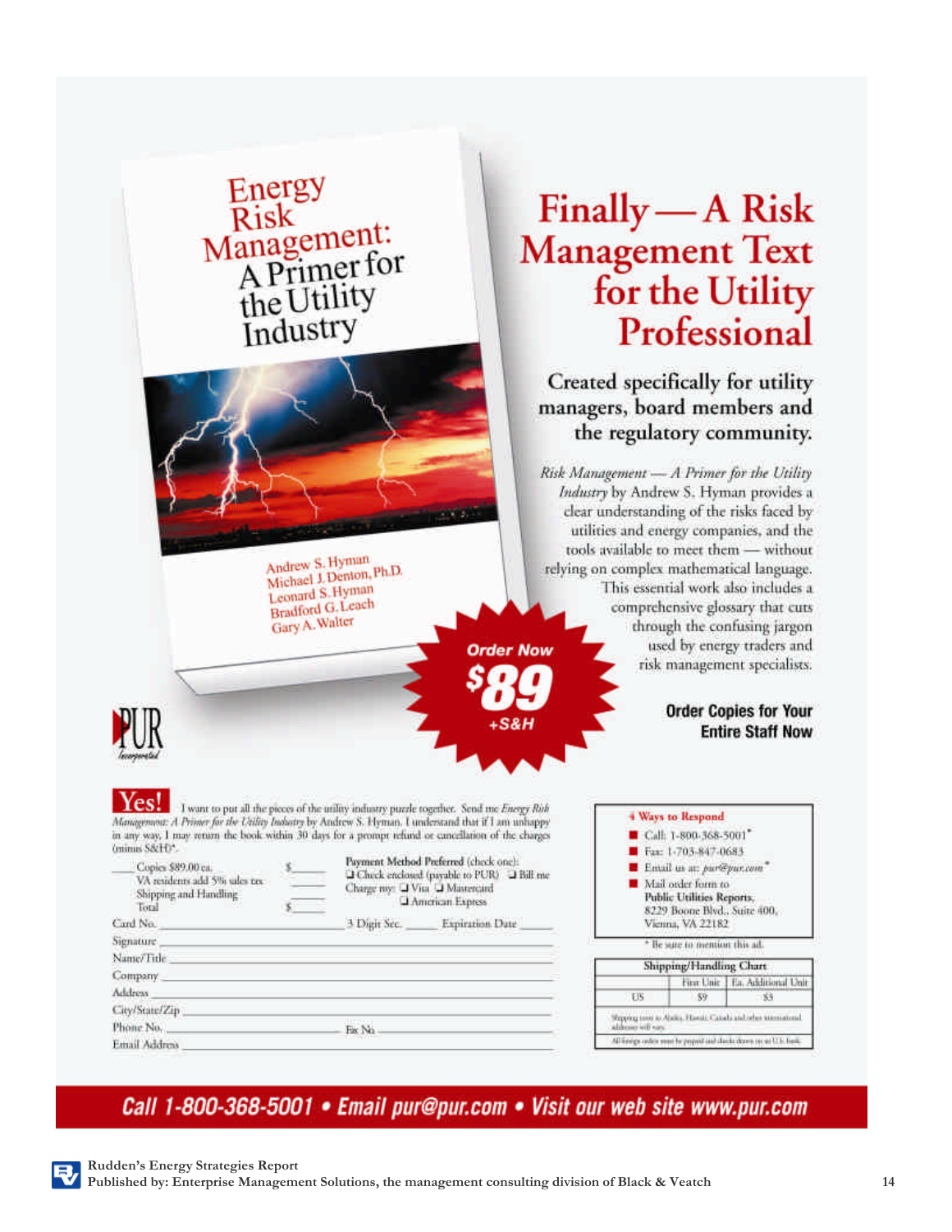# Finally — A Risk Management Text for the Utility Professional

**Energy Risk Management: A Primer for the Utility Industry**

Andrew S. Hyman
Michael J. Denton, Ph.D.
Leonard S. Hyman
Bradford G. Leach
Gary A. Walter

## Created specifically for utility managers, board members and the regulatory community.

*Risk Management — A Primer for the Utility Industry* by Andrew S. Hyman provides a clear understanding of the risks faced by utilities and energy companies, and the tools available to meet them — without relying on complex mathematical language. This essential work also includes a comprehensive glossary that cuts through the confusing jargon used by energy traders and risk management specialists.

**Order Now $89 +S&H**

**Order Copies for Your Entire Staff Now**

PUR Incorporated

**Yes!** I want to put all the pieces of the utility industry puzzle together. Send me *Energy Risk Management: A Primer for the Utility Industry* by Andrew S. Hyman. I understand that if I am unhappy in any way, I may return the book within 30 days for a prompt refund or cancellation of the charges (minus S&H)*.

____ Copies $89.00 ea. $______
VA residents add 5% sales tax ______
Shipping and Handling ______
Total $______

Payment Method Preferred (check one):
☐ Check enclosed (payable to PUR) ☐ Bill me
Charge my: ☐ Visa ☐ Mastercard
☐ American Express

Card No. ______ 3 Digit Sec. ______ Expiration Date ______
Signature ______
Name/Title ______
Company ______
Address ______
City/State/Zip ______
Phone No. ______ Fax No. ______
Email Address ______

**4 Ways to Respond**

- Call: 1-800-368-5001*
- Fax: 1-703-847-0683
- Email us at: *pur@pur.com**
- Mail order form to **Public Utilities Reports**, 8229 Boone Blvd., Suite 400, Vienna, VA 22182

\* Be sure to mention this ad.

| Shipping/Handling Chart | | |
|---|---|---|
| | First Unit | Ea. Additional Unit |
| US | $9 | $3 |

Shipping costs to Alaska, Hawaii, Canada and other international addresses will vary.

All foreign orders must be prepaid and checks drawn on a U.S. bank.

**Call 1-800-368-5001 • Email pur@pur.com • Visit our web site www.pur.com**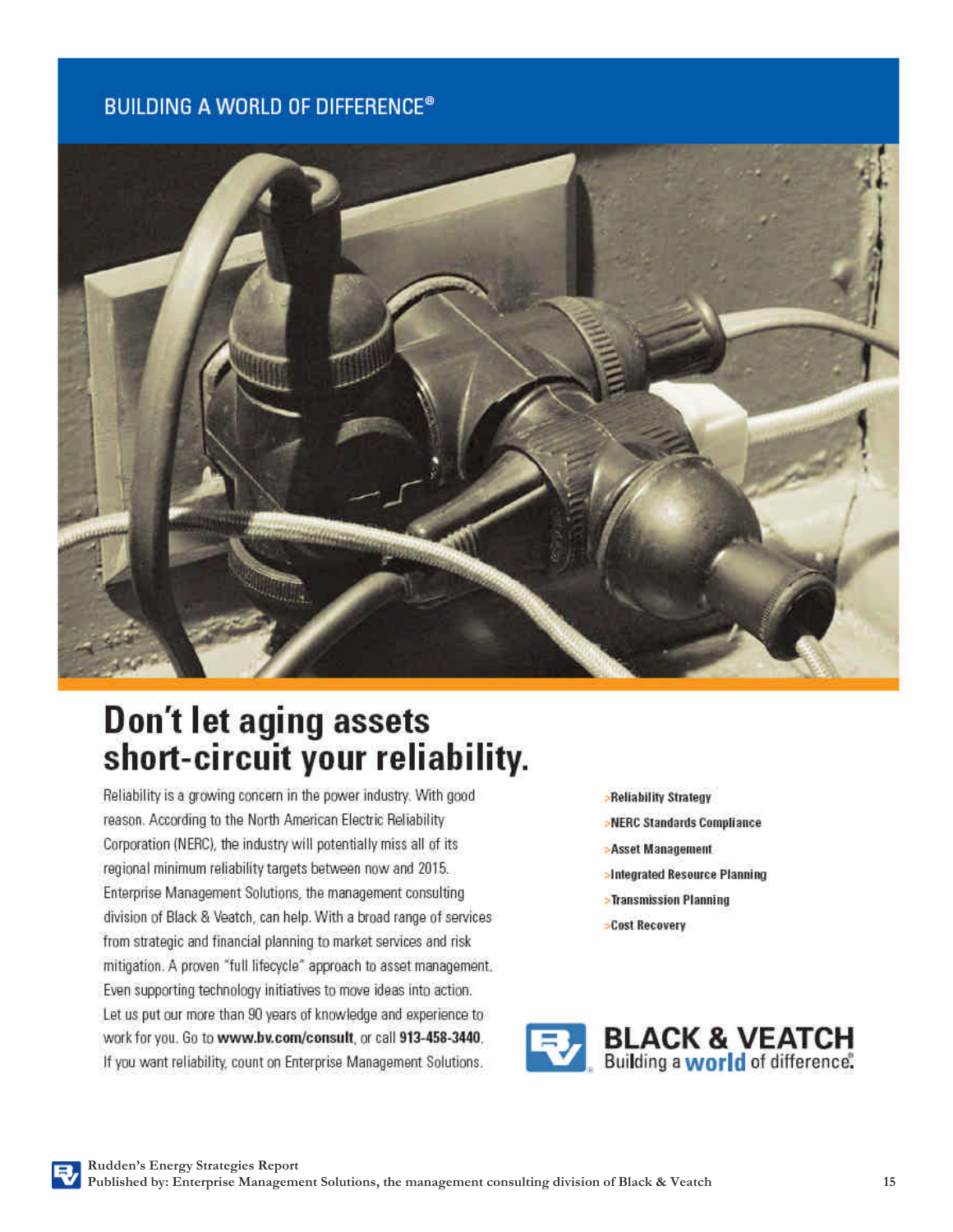BUILDING A WORLD OF DIFFERENCE®

# Don't let aging assets short-circuit your reliability.

Reliability is a growing concern in the power industry. With good reason. According to the North American Electric Reliability Corporation (NERC), the industry will potentially miss all of its regional minimum reliability targets between now and 2015. Enterprise Management Solutions, the management consulting division of Black & Veatch, can help. With a broad range of services from strategic and financial planning to market services and risk mitigation. A proven "full lifecycle" approach to asset management. Even supporting technology initiatives to move ideas into action. Let us put our more than 90 years of knowledge and experience to work for you. Go to **www.bv.com/consult**, or call **913-458-3440**. If you want reliability, count on Enterprise Management Solutions.

- >**Reliability Strategy**
- >**NERC Standards Compliance**
- >**Asset Management**
- >**Integrated Resource Planning**
- >**Transmission Planning**
- >**Cost Recovery**

**BLACK & VEATCH**
Building a **world** of difference®

**Rudden's Energy Strategies Report**
**Published by: Enterprise Management Solutions, the management consulting division of Black & Veatch**